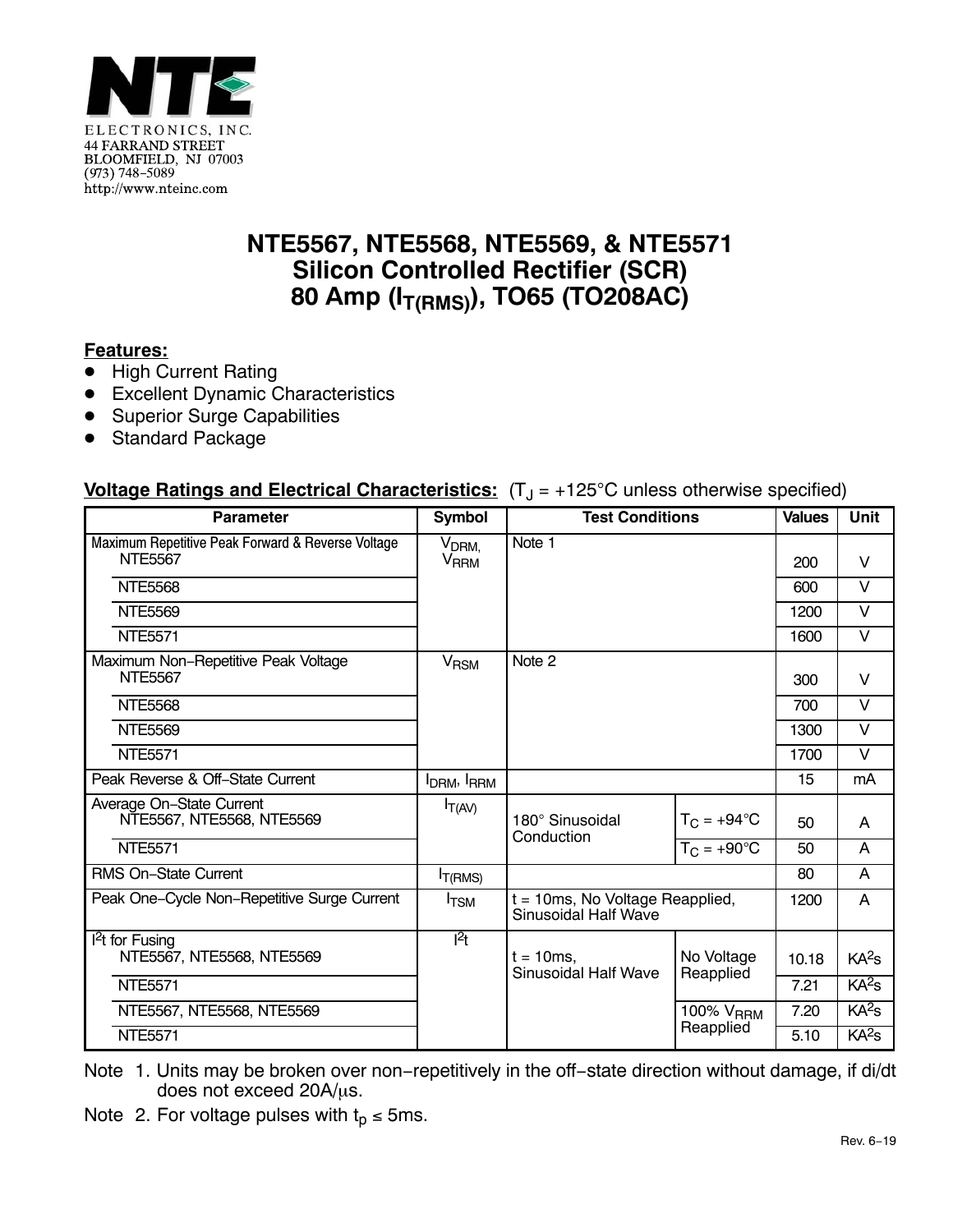NTE ELECTRONICS, INC.
44 FARRAND STREET
BLOOMFIELD, NJ 07003
(973) 748–5089
http://www.nteinc.com

# NTE5567, NTE5568, NTE5569, & NTE5571
# Silicon Controlled Rectifier (SCR)
# 80 Amp ($I_{T(RMS)}$), TO65 (TO208AC)

**Features:**
- High Current Rating
- Excellent Dynamic Characteristics
- Superior Surge Capabilities
- Standard Package

**Voltage Ratings and Electrical Characteristics:** ($T_J$ = +125°C unless otherwise specified)

| Parameter | Symbol | Test Conditions | | Values | Unit |
|---|---|---|---|---|---|
| Maximum Repetitive Peak Forward & Reverse Voltage NTE5567 | $V_{DRM}$, $V_{RRM}$ | Note 1 | | 200 | V |
| NTE5568 | | | | 600 | V |
| NTE5569 | | | | 1200 | V |
| NTE5571 | | | | 1600 | V |
| Maximum Non–Repetitive Peak Voltage NTE5567 | $V_{RSM}$ | Note 2 | | 300 | V |
| NTE5568 | | | | 700 | V |
| NTE5569 | | | | 1300 | V |
| NTE5571 | | | | 1700 | V |
| Peak Reverse & Off–State Current | $I_{DRM}$, $I_{RRM}$ | | | 15 | mA |
| Average On–State Current NTE5567, NTE5568, NTE5569 | $I_{T(AV)}$ | 180° Sinusoidal Conduction | $T_C$ = +94°C | 50 | A |
| NTE5571 | | | $T_C$ = +90°C | 50 | A |
| RMS On–State Current | $I_{T(RMS)}$ | | | 80 | A |
| Peak One–Cycle Non–Repetitive Surge Current | $I_{TSM}$ | t = 10ms, No Voltage Reapplied, Sinusoidal Half Wave | | 1200 | A |
| $I^2t$ for Fusing NTE5567, NTE5568, NTE5569 | $I^2t$ | t = 10ms, Sinusoidal Half Wave | No Voltage Reapplied | 10.18 | $KA^2s$ |
| NTE5571 | | | | 7.21 | $KA^2s$ |
| NTE5567, NTE5568, NTE5569 | | | 100% $V_{RRM}$ Reapplied | 7.20 | $KA^2s$ |
| NTE5571 | | | | 5.10 | $KA^2s$ |

Note 1. Units may be broken over non–repetitively in the off–state direction without damage, if di/dt does not exceed 20A/μs.

Note 2. For voltage pulses with $t_p \le$ 5ms.

Rev. 6–19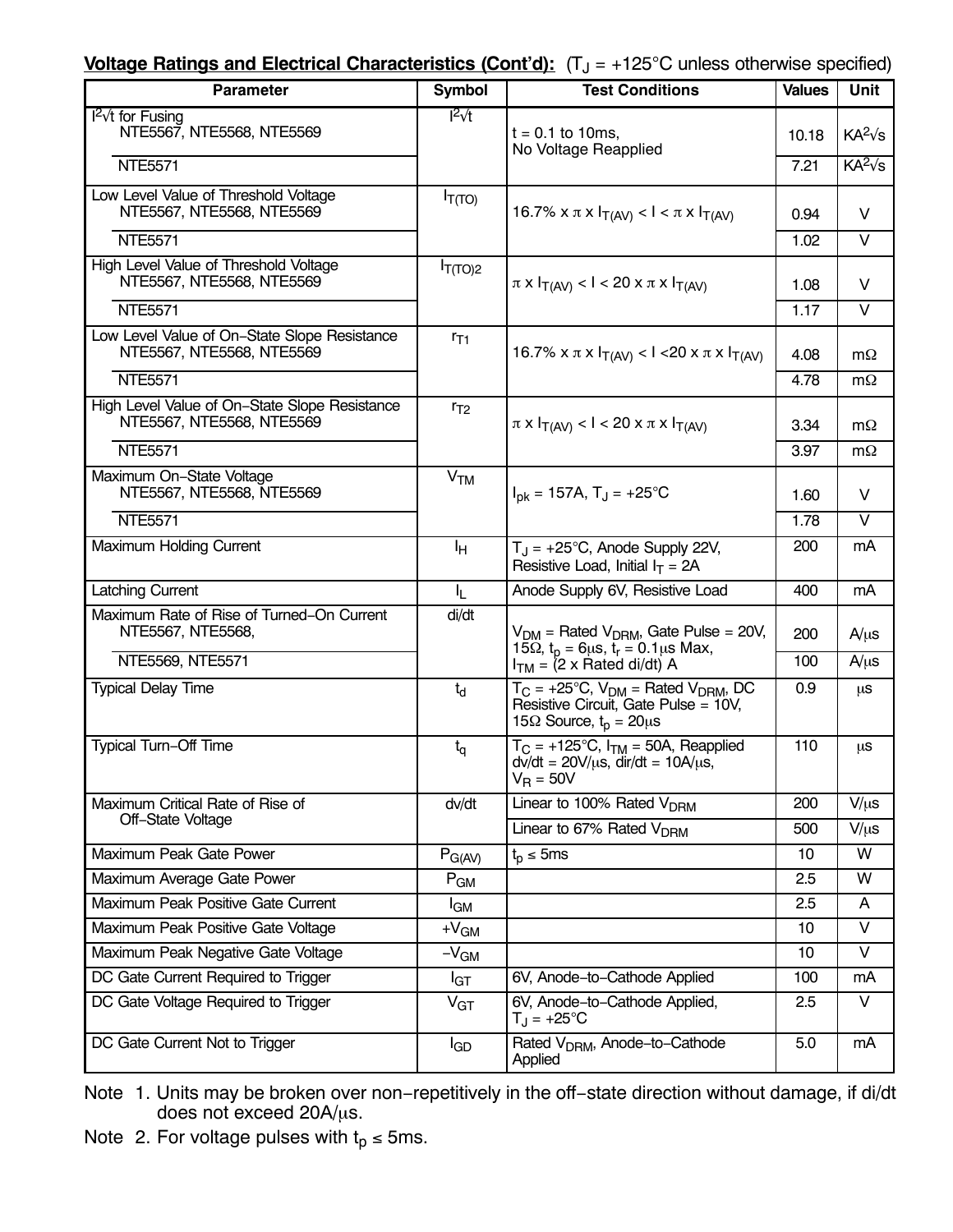**Voltage Ratings and Electrical Characteristics (Cont'd):** ($T_J$ = +125°C unless otherwise specified)

| Parameter | Symbol | Test Conditions | Values | Unit |
|---|---|---|---|---|
| $I^2\sqrt{t}$ for Fusing NTE5567, NTE5568, NTE5569 | $I^2\sqrt{t}$ | t = 0.1 to 10ms, No Voltage Reapplied | 10.18 | $KA^2\sqrt{s}$ |
| NTE5571 | | | 7.21 | $KA^2\sqrt{s}$ |
| Low Level Value of Threshold Voltage NTE5567, NTE5568, NTE5569 | $I_{T(TO)}$ | 16.7% x π x $I_{T(AV)}$ < I < π x $I_{T(AV)}$ | 0.94 | V |
| NTE5571 | | | 1.02 | V |
| High Level Value of Threshold Voltage NTE5567, NTE5568, NTE5569 | $I_{T(TO)2}$ | π x $I_{T(AV)}$ < I < 20 x π x $I_{T(AV)}$ | 1.08 | V |
| NTE5571 | | | 1.17 | V |
| Low Level Value of On−State Slope Resistance NTE5567, NTE5568, NTE5569 | $r_{T1}$ | 16.7% x π x $I_{T(AV)}$ < I <20 x π x $I_{T(AV)}$ | 4.08 | mΩ |
| NTE5571 | | | 4.78 | mΩ |
| High Level Value of On−State Slope Resistance NTE5567, NTE5568, NTE5569 | $r_{T2}$ | π x $I_{T(AV)}$ < I < 20 x π x $I_{T(AV)}$ | 3.34 | mΩ |
| NTE5571 | | | 3.97 | mΩ |
| Maximum On−State Voltage NTE5567, NTE5568, NTE5569 | $V_{TM}$ | $I_{pk}$ = 157A, $T_J$ = +25°C | 1.60 | V |
| NTE5571 | | | 1.78 | V |
| Maximum Holding Current | $I_H$ | $T_J$ = +25°C, Anode Supply 22V, Resistive Load, Initial $I_T$ = 2A | 200 | mA |
| Latching Current | $I_L$ | Anode Supply 6V, Resistive Load | 400 | mA |
| Maximum Rate of Rise of Turned−On Current NTE5567, NTE5568, | di/dt | $V_{DM}$ = Rated $V_{DRM}$, Gate Pulse = 20V, 15Ω, $t_p$ = 6μs, $t_r$ = 0.1μs Max, $I_{TM}$ = (2 x Rated di/dt) A | 200 | A/μs |
| NTE5569, NTE5571 | | | 100 | A/μs |
| Typical Delay Time | $t_d$ | $T_C$ = +25°C, $V_{DM}$ = Rated $V_{DRM}$, DC Resistive Circuit, Gate Pulse = 10V, 15Ω Source, $t_p$ = 20μs | 0.9 | μs |
| Typical Turn−Off Time | $t_q$ | $T_C$ = +125°C, $I_{TM}$ = 50A, Reapplied dv/dt = 20V/μs, dir/dt = 10A/μs, $V_R$ = 50V | 110 | μs |
| Maximum Critical Rate of Rise of Off−State Voltage | dv/dt | Linear to 100% Rated $V_{DRM}$ | 200 | V/μs |
| | | Linear to 67% Rated $V_{DRM}$ | 500 | V/μs |
| Maximum Peak Gate Power | $P_{G(AV)}$ | $t_p$ ≤ 5ms | 10 | W |
| Maximum Average Gate Power | $P_{GM}$ | | 2.5 | W |
| Maximum Peak Positive Gate Current | $I_{GM}$ | | 2.5 | A |
| Maximum Peak Positive Gate Voltage | $+V_{GM}$ | | 10 | V |
| Maximum Peak Negative Gate Voltage | $-V_{GM}$ | | 10 | V |
| DC Gate Current Required to Trigger | $I_{GT}$ | 6V, Anode−to−Cathode Applied | 100 | mA |
| DC Gate Voltage Required to Trigger | $V_{GT}$ | 6V, Anode−to−Cathode Applied, $T_J$ = +25°C | 2.5 | V |
| DC Gate Current Not to Trigger | $I_{GD}$ | Rated $V_{DRM}$, Anode−to−Cathode Applied | 5.0 | mA |

Note 1. Units may be broken over non−repetitively in the off−state direction without damage, if di/dt does not exceed 20A/μs.

Note 2. For voltage pulses with $t_p$ ≤ 5ms.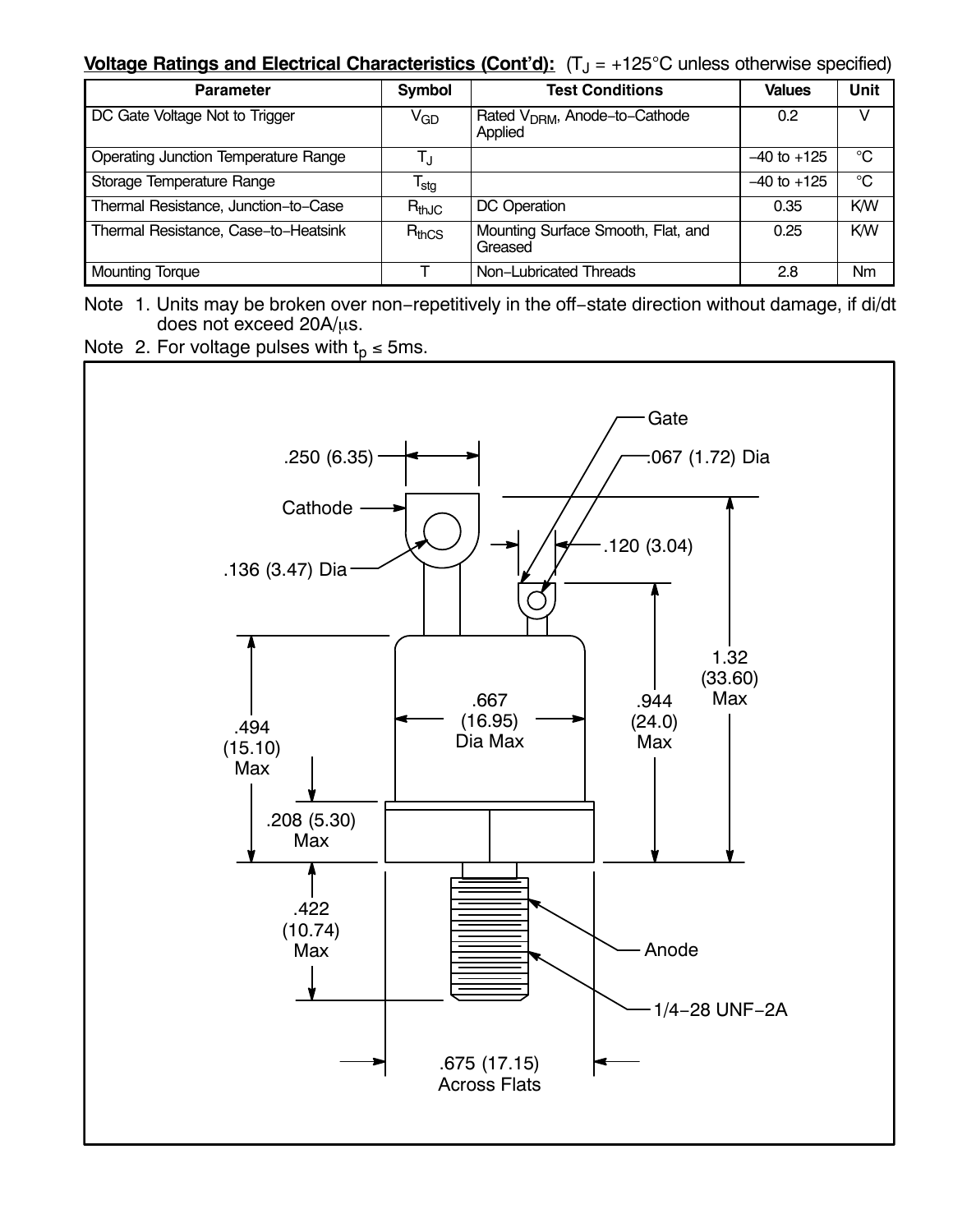**Voltage Ratings and Electrical Characteristics (Cont'd):** ($T_J$ = +125°C unless otherwise specified)

| Parameter | Symbol | Test Conditions | Values | Unit |
|---|---|---|---|---|
| DC Gate Voltage Not to Trigger | $V_{GD}$ | Rated $V_{DRM}$, Anode–to–Cathode Applied | 0.2 | V |
| Operating Junction Temperature Range | $T_J$ | | –40 to +125 | °C |
| Storage Temperature Range | $T_{stg}$ | | –40 to +125 | °C |
| Thermal Resistance, Junction–to–Case | $R_{thJC}$ | DC Operation | 0.35 | K/W |
| Thermal Resistance, Case–to–Heatsink | $R_{thCS}$ | Mounting Surface Smooth, Flat, and Greased | 0.25 | K/W |
| Mounting Torque | T | Non–Lubricated Threads | 2.8 | Nm |

Note 1. Units may be broken over non–repetitively in the off–state direction without damage, if di/dt does not exceed 20A/μs.

Note 2. For voltage pulses with $t_p \leq$ 5ms.

Gate
.067 (1.72) Dia
.250 (6.35)
Cathode
.120 (3.04)
.136 (3.47) Dia
1.32 (33.60) Max
.667 (16.95) Dia Max
.944 (24.0) Max
.494 (15.10) Max
.208 (5.30) Max
.422 (10.74) Max
Anode
1/4–28 UNF–2A
.675 (17.15) Across Flats